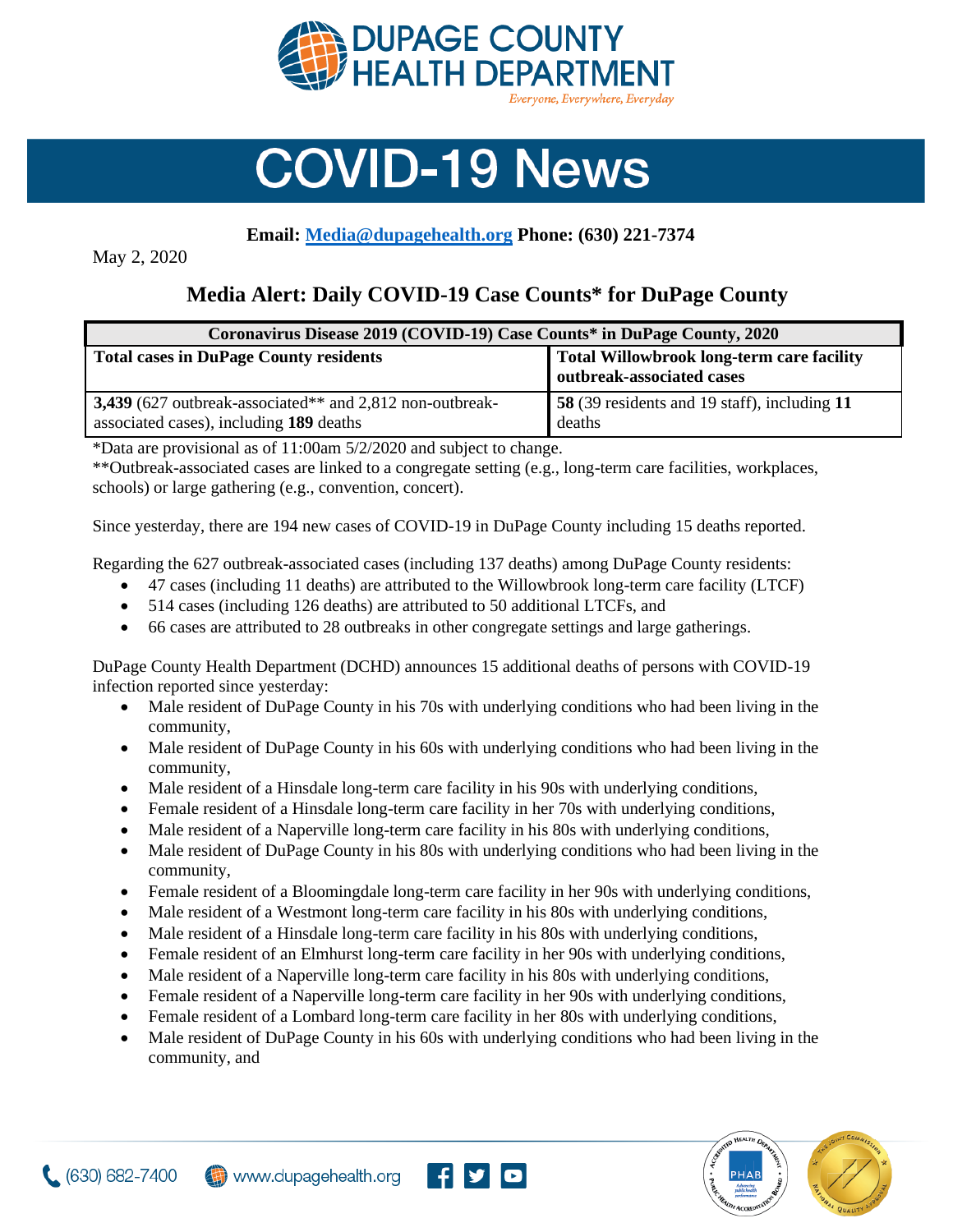# DUPAGE COUNTY HEALTH DEPARTMENT

*Everyone, Everywhere, Everyday*

# COVID-19 News

**Email: [Media@dupagehealth.org](mailto:Media@dupagehealth.org) Phone: (630) 221-7374**

May 2, 2020

## Media Alert: Daily COVID-19 Case Counts* for DuPage County

| Coronavirus Disease 2019 (COVID-19) Case Counts* in DuPage County, 2020 | |
|---|---|
| **Total cases in DuPage County residents** | **Total Willowbrook long-term care facility outbreak-associated cases** |
| **3,439** (627 outbreak-associated** and 2,812 non-outbreak-associated cases), including **189** deaths | **58** (39 residents and 19 staff), including **11** deaths |

*Data are provisional as of 11:00am 5/2/2020 and subject to change.
**Outbreak-associated cases are linked to a congregate setting (e.g., long-term care facilities, workplaces, schools) or large gathering (e.g., convention, concert).

Since yesterday, there are 194 new cases of COVID-19 in DuPage County including 15 deaths reported.

Regarding the 627 outbreak-associated cases (including 137 deaths) among DuPage County residents:

- 47 cases (including 11 deaths) are attributed to the Willowbrook long-term care facility (LTCF)
- 514 cases (including 126 deaths) are attributed to 50 additional LTCFs, and
- 66 cases are attributed to 28 outbreaks in other congregate settings and large gatherings.

DuPage County Health Department (DCHD) announces 15 additional deaths of persons with COVID-19 infection reported since yesterday:

- Male resident of DuPage County in his 70s with underlying conditions who had been living in the community,
- Male resident of DuPage County in his 60s with underlying conditions who had been living in the community,
- Male resident of a Hinsdale long-term care facility in his 90s with underlying conditions,
- Female resident of a Hinsdale long-term care facility in her 70s with underlying conditions,
- Male resident of a Naperville long-term care facility in his 80s with underlying conditions,
- Male resident of DuPage County in his 80s with underlying conditions who had been living in the community,
- Female resident of a Bloomingdale long-term care facility in her 90s with underlying conditions,
- Male resident of a Westmont long-term care facility in his 80s with underlying conditions,
- Male resident of a Hinsdale long-term care facility in his 80s with underlying conditions,
- Female resident of an Elmhurst long-term care facility in her 90s with underlying conditions,
- Male resident of a Naperville long-term care facility in his 80s with underlying conditions,
- Female resident of a Naperville long-term care facility in her 90s with underlying conditions,
- Female resident of a Lombard long-term care facility in her 80s with underlying conditions,
- Male resident of DuPage County in his 60s with underlying conditions who had been living in the community, and

(630) 682-7400 www.dupagehealth.org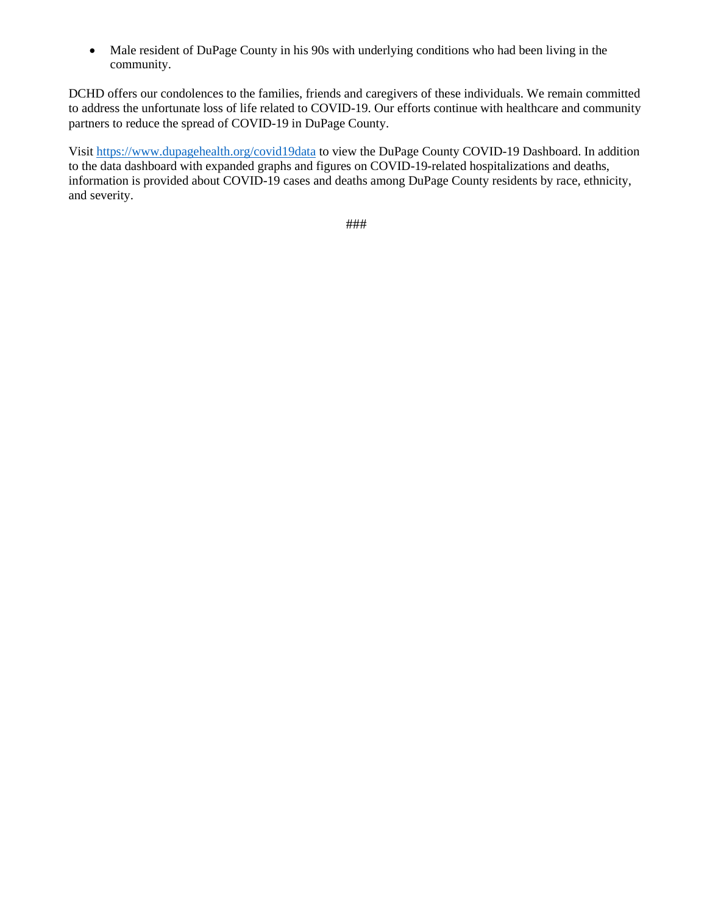- Male resident of DuPage County in his 90s with underlying conditions who had been living in the community.

DCHD offers our condolences to the families, friends and caregivers of these individuals. We remain committed to address the unfortunate loss of life related to COVID-19. Our efforts continue with healthcare and community partners to reduce the spread of COVID-19 in DuPage County.

Visit https://www.dupagehealth.org/covid19data to view the DuPage County COVID-19 Dashboard. In addition to the data dashboard with expanded graphs and figures on COVID-19-related hospitalizations and deaths, information is provided about COVID-19 cases and deaths among DuPage County residents by race, ethnicity, and severity.

###